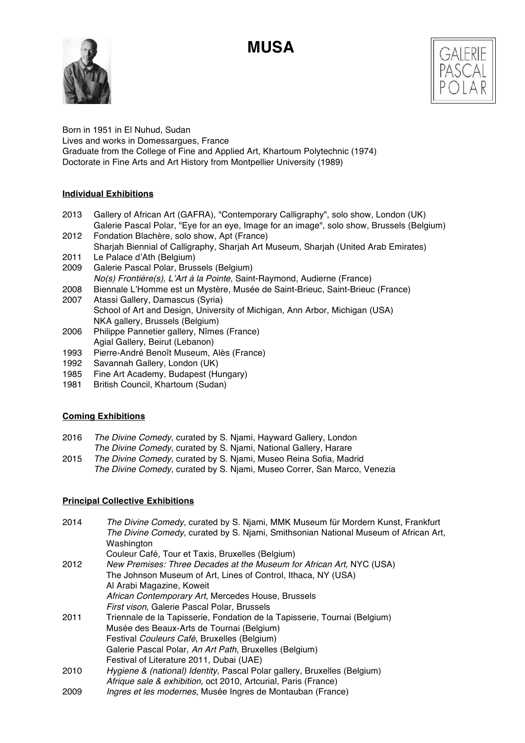# MUSA

GALERIE PASCAL POLAR

Born in 1951 in El Nuhud, Sudan
Lives and works in Domessargues, France
Graduate from the College of Fine and Applied Art, Khartoum Polytechnic (1974)
Doctorate in Fine Arts and Art History from Montpellier University (1989)

## Individual Exhibitions

2013 Gallery of African Art (GAFRA), "Contemporary Calligraphy", solo show, London (UK)
Galerie Pascal Polar, "Eye for an eye, Image for an image", solo show, Brussels (Belgium)
2012 Fondation Blachère, solo show, Apt (France)
Sharjah Biennial of Calligraphy, Sharjah Art Museum, Sharjah (United Arab Emirates)
2011 Le Palace d'Ath (Belgium)
2009 Galerie Pascal Polar, Brussels (Belgium)
*No(s) Frontière(s), L'Art à la Pointe*, Saint-Raymond, Audierne (France)
2008 Biennale L'Homme est un Mystère, Musée de Saint-Brieuc, Saint-Brieuc (France)
2007 Atassi Gallery, Damascus (Syria)
School of Art and Design, University of Michigan, Ann Arbor, Michigan (USA)
NKA gallery, Brussels (Belgium)
2006 Philippe Pannetier gallery, Nîmes (France)
Agial Gallery, Beirut (Lebanon)
1993 Pierre-André Benoît Museum, Alès (France)
1992 Savannah Gallery, London (UK)
1985 Fine Art Academy, Budapest (Hungary)
1981 British Council, Khartoum (Sudan)

## Coming Exhibitions

2016 *The Divine Comedy*, curated by S. Njami, Hayward Gallery, London
*The Divine Comedy*, curated by S. Njami, National Gallery, Harare
2015 *The Divine Comedy*, curated by S. Njami, Museo Reina Sofia, Madrid
*The Divine Comedy*, curated by S. Njami, Museo Correr, San Marco, Venezia

## Principal Collective Exhibitions

2014 *The Divine Comedy*, curated by S. Njami, MMK Museum für Mordern Kunst, Frankfurt
*The Divine Comedy*, curated by S. Njami, Smithsonian National Museum of African Art, Washington
Couleur Café, Tour et Taxis, Bruxelles (Belgium)
2012 *New Premises: Three Decades at the Museum for African Art*, NYC (USA)
The Johnson Museum of Art, Lines of Control, Ithaca, NY (USA)
Al Arabi Magazine, Koweit
*African Contemporary Art*, Mercedes House, Brussels
*First vison*, Galerie Pascal Polar, Brussels
2011 Triennale de la Tapisserie, Fondation de la Tapisserie, Tournai (Belgium)
Musée des Beaux-Arts de Tournai (Belgium)
Festival *Couleurs Café*, Bruxelles (Belgium)
Galerie Pascal Polar, *An Art Path*, Bruxelles (Belgium)
Festival of Literature 2011, Dubai (UAE)
2010 *Hygiene & (national) Identity*, Pascal Polar gallery, Bruxelles (Belgium)
*Afrique sale & exhibition,* oct 2010, Artcurial, Paris (France)
2009 *Ingres et les modernes*, Musée Ingres de Montauban (France)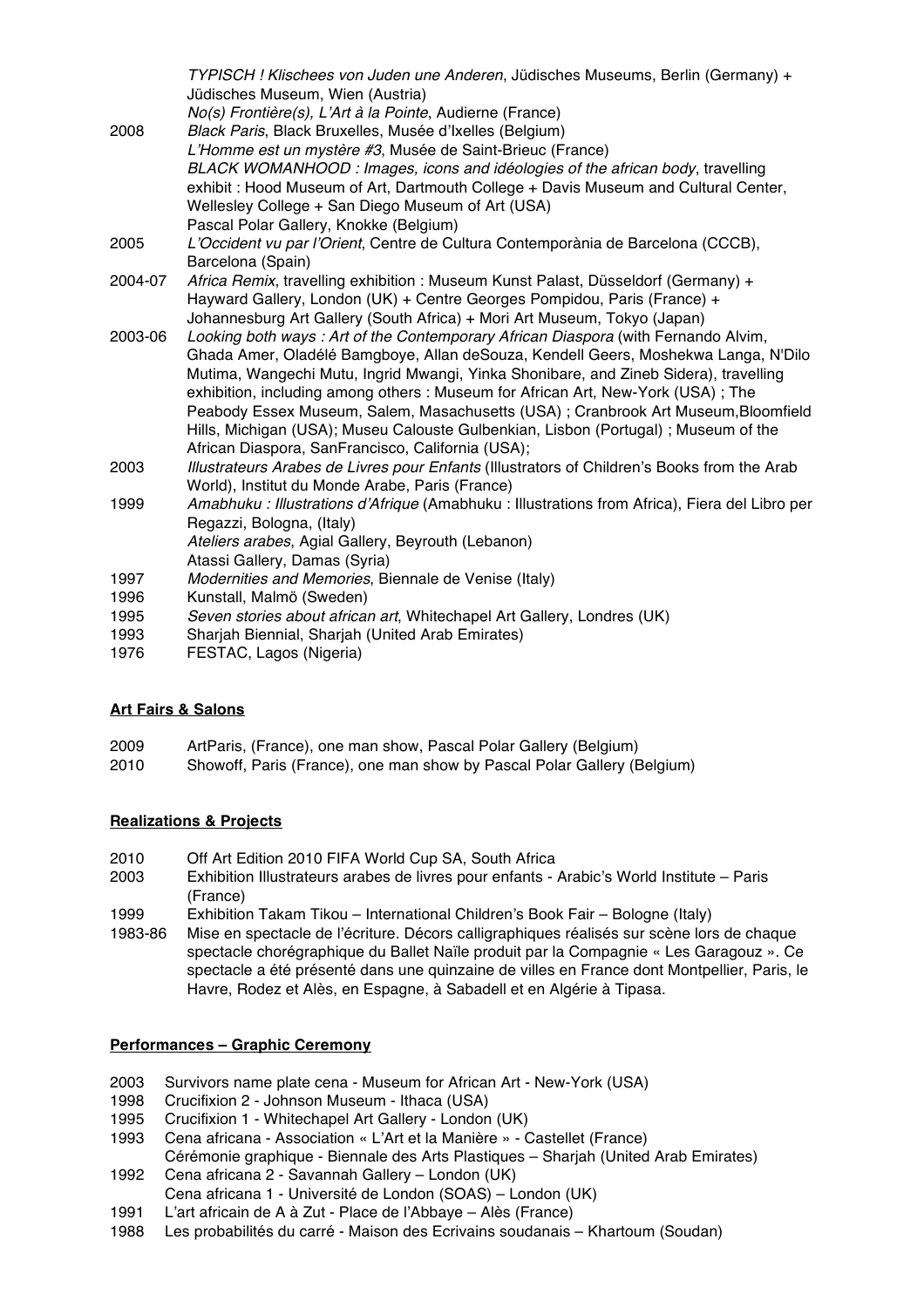| | |
|---|---|
| | *TYPISCH ! Klischees von Juden une Anderen*, Jüdisches Museums, Berlin (Germany) + Jüdisches Museum, Wien (Austria) |
| | *No(s) Frontière(s), L'Art à la Pointe*, Audierne (France) |
| 2008 | *Black Paris*, Black Bruxelles, Musée d'Ixelles (Belgium) |
| | *L'Homme est un mystère #3*, Musée de Saint-Brieuc (France) |
| | *BLACK WOMANHOOD : Images, icons and idéologies of the african body*, travelling exhibit : Hood Museum of Art, Dartmouth College + Davis Museum and Cultural Center, Wellesley College + San Diego Museum of Art (USA) |
| | Pascal Polar Gallery, Knokke (Belgium) |
| 2005 | *L'Occident vu par l'Orient*, Centre de Cultura Contemporània de Barcelona (CCCB), Barcelona (Spain) |
| 2004-07 | *Africa Remix*, travelling exhibition : Museum Kunst Palast, Düsseldorf (Germany) + Hayward Gallery, London (UK) + Centre Georges Pompidou, Paris (France) + Johannesburg Art Gallery (South Africa) + Mori Art Museum, Tokyo (Japan) |
| 2003-06 | *Looking both ways : Art of the Contemporary African Diaspora* (with Fernando Alvim, Ghada Amer, Oladélé Bamgboye, Allan deSouza, Kendell Geers, Moshekwa Langa, N'Dilo Mutima, Wangechi Mutu, Ingrid Mwangi, Yinka Shonibare, and Zineb Sidera), travelling exhibition, including among others : Museum for African Art, New-York (USA) ; The Peabody Essex Museum, Salem, Masachusetts (USA) ; Cranbrook Art Museum,Bloomfield Hills, Michigan (USA); Museu Calouste Gulbenkian, Lisbon (Portugal) ; Museum of the African Diaspora, SanFrancisco, California (USA); |
| 2003 | *Illustrateurs Arabes de Livres pour Enfants* (Illustrators of Children's Books from the Arab World), Institut du Monde Arabe, Paris (France) |
| 1999 | *Amabhuku : Illustrations d'Afrique* (Amabhuku : Illustrations from Africa), Fiera del Libro per Regazzi, Bologna, (Italy) |
| | *Ateliers arabes*, Agial Gallery, Beyrouth (Lebanon) |
| | Atassi Gallery, Damas (Syria) |
| 1997 | *Modernities and Memories*, Biennale de Venise (Italy) |
| 1996 | Kunstall, Malmö (Sweden) |
| 1995 | *Seven stories about african art*, Whitechapel Art Gallery, Londres (UK) |
| 1993 | Sharjah Biennial, Sharjah (United Arab Emirates) |
| 1976 | FESTAC, Lagos (Nigeria) |

## Art Fairs & Salons

| | |
|---|---|
| 2009 | ArtParis, (France), one man show, Pascal Polar Gallery (Belgium) |
| 2010 | Showoff, Paris (France), one man show by Pascal Polar Gallery (Belgium) |

## Realizations & Projects

| | |
|---|---|
| 2010 | Off Art Edition 2010 FIFA World Cup SA, South Africa |
| 2003 | Exhibition Illustrateurs arabes de livres pour enfants - Arabic's World Institute – Paris (France) |
| 1999 | Exhibition Takam Tikou – International Children's Book Fair – Bologne (Italy) |
| 1983-86 | Mise en spectacle de l'écriture. Décors calligraphiques réalisés sur scène lors de chaque spectacle chorégraphique du Ballet Naïle produit par la Compagnie « Les Garagouz ». Ce spectacle a été présenté dans une quinzaine de villes en France dont Montpellier, Paris, le Havre, Rodez et Alès, en Espagne, à Sabadell et en Algérie à Tipasa. |

## Performances – Graphic Ceremony

| | |
|---|---|
| 2003 | Survivors name plate cena - Museum for African Art - New-York (USA) |
| 1998 | Crucifixion 2 - Johnson Museum - Ithaca (USA) |
| 1995 | Crucifixion 1 - Whitechapel Art Gallery - London (UK) |
| 1993 | Cena africana - Association « L'Art et la Manière » - Castellet (France) |
| | Cérémonie graphique - Biennale des Arts Plastiques – Sharjah (United Arab Emirates) |
| 1992 | Cena africana 2 - Savannah Gallery – London (UK) |
| | Cena africana 1 - Université de London (SOAS) – London (UK) |
| 1991 | L'art africain de A à Zut - Place de l'Abbaye – Alès (France) |
| 1988 | Les probabilités du carré - Maison des Ecrivains soudanais – Khartoum (Soudan) |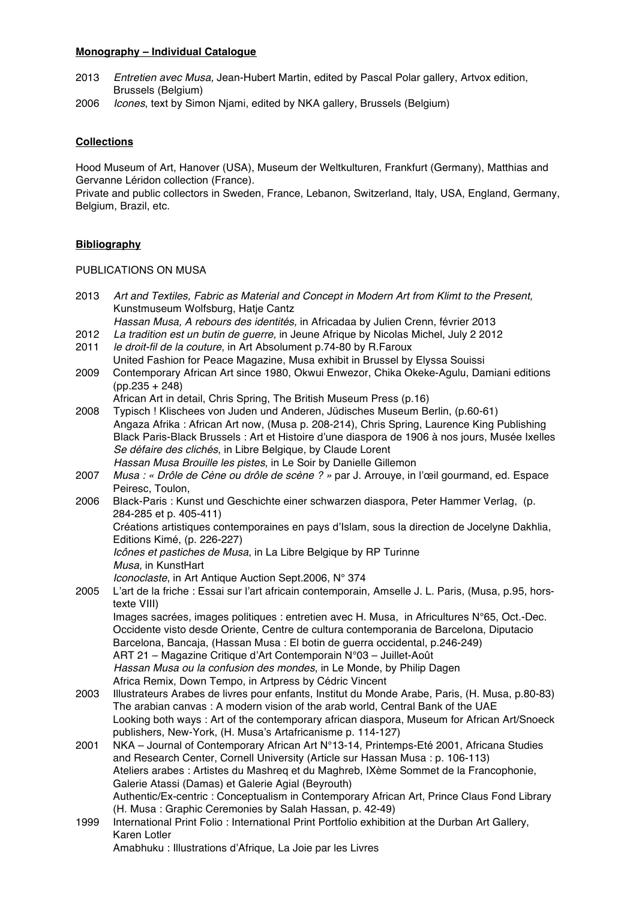**Monography – Individual Catalogue**

2013 *Entretien avec Musa,* Jean-Hubert Martin, edited by Pascal Polar gallery, Artvox edition, Brussels (Belgium)
2006 *Icones*, text by Simon Njami, edited by NKA gallery, Brussels (Belgium)

**Collections**

Hood Museum of Art, Hanover (USA), Museum der Weltkulturen, Frankfurt (Germany), Matthias and Gervanne Léridon collection (France).
Private and public collectors in Sweden, France, Lebanon, Switzerland, Italy, USA, England, Germany, Belgium, Brazil, etc.

**Bibliography**

PUBLICATIONS ON MUSA

2013 *Art and Textiles, Fabric as Material and Concept in Modern Art from Klimt to the Present,* Kunstmuseum Wolfsburg, Hatje Cantz
*Hassan Musa, A rebours des identités,* in Africadaa by Julien Crenn, février 2013
2012 *La tradition est un butin de guerre,* in Jeune Afrique by Nicolas Michel, July 2 2012
2011 *le droit-fil de la couture*, in Art Absolument p.74-80 by R.Faroux
United Fashion for Peace Magazine, Musa exhibit in Brussel by Elyssa Souissi
2009 Contemporary African Art since 1980, Okwui Enwezor, Chika Okeke-Agulu, Damiani editions (pp.235 + 248)
African Art in detail, Chris Spring, The British Museum Press (p.16)
2008 Typisch ! Klischees von Juden und Anderen, Jüdisches Museum Berlin, (p.60-61)
Angaza Afrika : African Art now, (Musa p. 208-214), Chris Spring, Laurence King Publishing
Black Paris-Black Brussels : Art et Histoire d'une diaspora de 1906 à nos jours, Musée Ixelles
*Se défaire des clichés*, in Libre Belgique, by Claude Lorent
*Hassan Musa Brouille les pistes*, in Le Soir by Danielle Gillemon
2007 *Musa : « Drôle de Cène ou drôle de scène ? »* par J. Arrouye, in l'œil gourmand, ed. Espace Peiresc, Toulon,
2006 Black-Paris : Kunst und Geschichte einer schwarzen diaspora, Peter Hammer Verlag, (p. 284-285 et p. 405-411)
Créations artistiques contemporaines en pays d'Islam, sous la direction de Jocelyne Dakhlia, Editions Kimé, (p. 226-227)
*Icônes et pastiches de Musa*, in La Libre Belgique by RP Turinne
*Musa,* in KunstHart
*Iconoclaste*, in Art Antique Auction Sept.2006, N° 374
2005 L'art de la friche : Essai sur l'art africain contemporain, Amselle J. L. Paris, (Musa, p.95, hors-texte VIII)
Images sacrées, images politiques : entretien avec H. Musa, in Africultures N°65, Oct.-Dec.
Occidente visto desde Oriente, Centre de cultura contemporania de Barcelona, Diputacio Barcelona, Bancaja, (Hassan Musa : El botin de guerra occidental, p.246-249)
ART 21 – Magazine Critique d'Art Contemporain N°03 – Juillet-Août
*Hassan Musa ou la confusion des mondes*, in Le Monde, by Philip Dagen
Africa Remix, Down Tempo, in Artpress by Cédric Vincent
2003 Illustrateurs Arabes de livres pour enfants, Institut du Monde Arabe, Paris, (H. Musa, p.80-83)
The arabian canvas : A modern vision of the arab world, Central Bank of the UAE
Looking both ways : Art of the contemporary african diaspora, Museum for African Art/Snoeck publishers, New-York, (H. Musa's Artafricanisme p. 114-127)
2001 NKA – Journal of Contemporary African Art N°13-14, Printemps-Eté 2001, Africana Studies and Research Center, Cornell University (Article sur Hassan Musa : p. 106-113)
Ateliers arabes : Artistes du Mashreq et du Maghreb, IXème Sommet de la Francophonie, Galerie Atassi (Damas) et Galerie Agial (Beyrouth)
Authentic/Ex-centric : Conceptualism in Contemporary African Art, Prince Claus Fond Library (H. Musa : Graphic Ceremonies by Salah Hassan, p. 42-49)
1999 International Print Folio : International Print Portfolio exhibition at the Durban Art Gallery, Karen Lotler
Amabhuku : Illustrations d'Afrique, La Joie par les Livres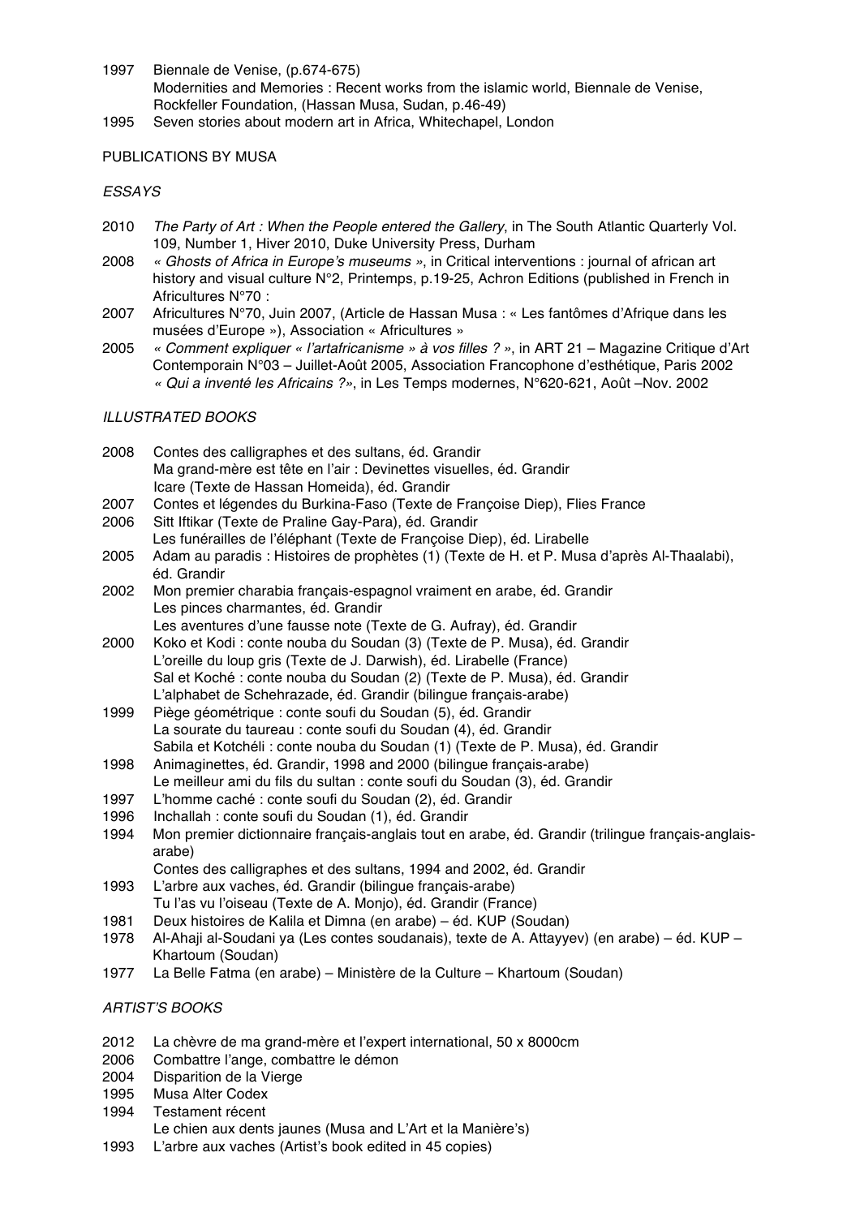1997 Biennale de Venise, (p.674-675)
Modernities and Memories : Recent works from the islamic world, Biennale de Venise, Rockfeller Foundation, (Hassan Musa, Sudan, p.46-49)

1995 Seven stories about modern art in Africa, Whitechapel, London

PUBLICATIONS BY MUSA

*ESSAYS*

2010 *The Party of Art : When the People entered the Gallery*, in The South Atlantic Quarterly Vol. 109, Number 1, Hiver 2010, Duke University Press, Durham

2008 *« Ghosts of Africa in Europe's museums »*, in Critical interventions : journal of african art history and visual culture N°2, Printemps, p.19-25, Achron Editions (published in French in Africultures N°70 :

2007 Africultures N°70, Juin 2007, (Article de Hassan Musa : « Les fantômes d'Afrique dans les musées d'Europe »), Association « Africultures »

2005 *« Comment expliquer « l'artafricanisme » à vos filles ? »*, in ART 21 – Magazine Critique d'Art Contemporain N°03 – Juillet-Août 2005, Association Francophone d'esthétique, Paris 2002
*« Qui a inventé les Africains ?»*, in Les Temps modernes, N°620-621, Août –Nov. 2002

*ILLUSTRATED BOOKS*

2008 Contes des calligraphes et des sultans, éd. Grandir
Ma grand-mère est tête en l'air : Devinettes visuelles, éd. Grandir
Icare (Texte de Hassan Homeida), éd. Grandir

2007 Contes et légendes du Burkina-Faso (Texte de Françoise Diep), Flies France

2006 Sitt Iftikar (Texte de Praline Gay-Para), éd. Grandir
Les funérailles de l'éléphant (Texte de Françoise Diep), éd. Lirabelle

2005 Adam au paradis : Histoires de prophètes (1) (Texte de H. et P. Musa d'après Al-Thaalabi), éd. Grandir

2002 Mon premier charabia français-espagnol vraiment en arabe, éd. Grandir
Les pinces charmantes, éd. Grandir
Les aventures d'une fausse note (Texte de G. Aufray), éd. Grandir

2000 Koko et Kodi : conte nouba du Soudan (3) (Texte de P. Musa), éd. Grandir
L'oreille du loup gris (Texte de J. Darwish), éd. Lirabelle (France)
Sal et Koché : conte nouba du Soudan (2) (Texte de P. Musa), éd. Grandir
L'alphabet de Schehrazade, éd. Grandir (bilingue français-arabe)

1999 Piège géométrique : conte soufi du Soudan (5), éd. Grandir
La sourate du taureau : conte soufi du Soudan (4), éd. Grandir
Sabila et Kotchéli : conte nouba du Soudan (1) (Texte de P. Musa), éd. Grandir

1998 Animaginettes, éd. Grandir, 1998 and 2000 (bilingue français-arabe)
Le meilleur ami du fils du sultan : conte soufi du Soudan (3), éd. Grandir

1997 L'homme caché : conte soufi du Soudan (2), éd. Grandir

1996 Inchallah : conte soufi du Soudan (1), éd. Grandir

1994 Mon premier dictionnaire français-anglais tout en arabe, éd. Grandir (trilingue français-anglais-arabe)
Contes des calligraphes et des sultans, 1994 and 2002, éd. Grandir

1993 L'arbre aux vaches, éd. Grandir (bilingue français-arabe)
Tu l'as vu l'oiseau (Texte de A. Monjo), éd. Grandir (France)

1981 Deux histoires de Kalila et Dimna (en arabe) – éd. KUP (Soudan)

1978 Al-Ahaji al-Soudani ya (Les contes soudanais), texte de A. Attayyev) (en arabe) – éd. KUP – Khartoum (Soudan)

1977 La Belle Fatma (en arabe) – Ministère de la Culture – Khartoum (Soudan)

*ARTIST'S BOOKS*

2012 La chèvre de ma grand-mère et l'expert international, 50 x 8000cm

2006 Combattre l'ange, combattre le démon

2004 Disparition de la Vierge

1995 Musa Alter Codex

1994 Testament récent
Le chien aux dents jaunes (Musa and L'Art et la Manière's)

1993 L'arbre aux vaches (Artist's book edited in 45 copies)